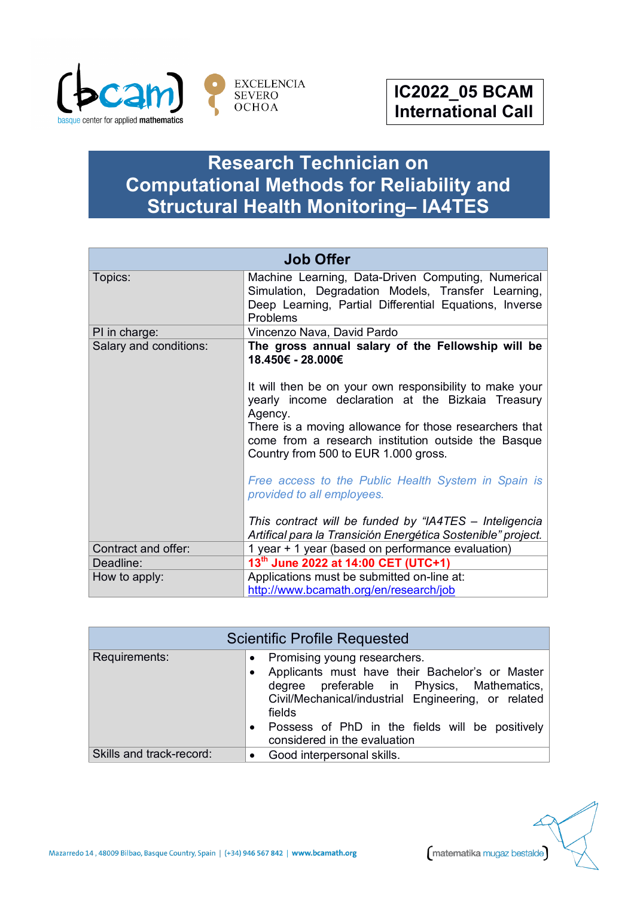**IC2022_05 BCAM International Call**

# Research Technician on Computational Methods for Reliability and Structural Health Monitoring– IA4TES

| Job Offer | |
|---|---|
| Topics: | Machine Learning, Data-Driven Computing, Numerical Simulation, Degradation Models, Transfer Learning, Deep Learning, Partial Differential Equations, Inverse Problems |
| PI in charge: | Vincenzo Nava, David Pardo |
| Salary and conditions: | **The gross annual salary of the Fellowship will be 18.450€ - 28.000€**<br><br>It will then be on your own responsibility to make your yearly income declaration at the Bizkaia Treasury Agency.<br>There is a moving allowance for those researchers that come from a research institution outside the Basque Country from 500 to EUR 1.000 gross.<br><br>*Free access to the Public Health System in Spain is provided to all employees.*<br><br>*This contract will be funded by "IA4TES – Inteligencia Artifical para la Transición Energética Sostenible" project.* |
| Contract and offer: | 1 year + 1 year (based on performance evaluation) |
| Deadline: | **13th June 2022 at 14:00 CET (UTC+1)** |
| How to apply: | Applications must be submitted on-line at: http://www.bcamath.org/en/research/job |

| Scientific Profile Requested | |
|---|---|
| Requirements: | • Promising young researchers.<br>• Applicants must have their Bachelor's or Master degree preferable in Physics, Mathematics, Civil/Mechanical/industrial Engineering, or related fields<br>• Possess of PhD in the fields will be positively considered in the evaluation |
| Skills and track-record: | • Good interpersonal skills. |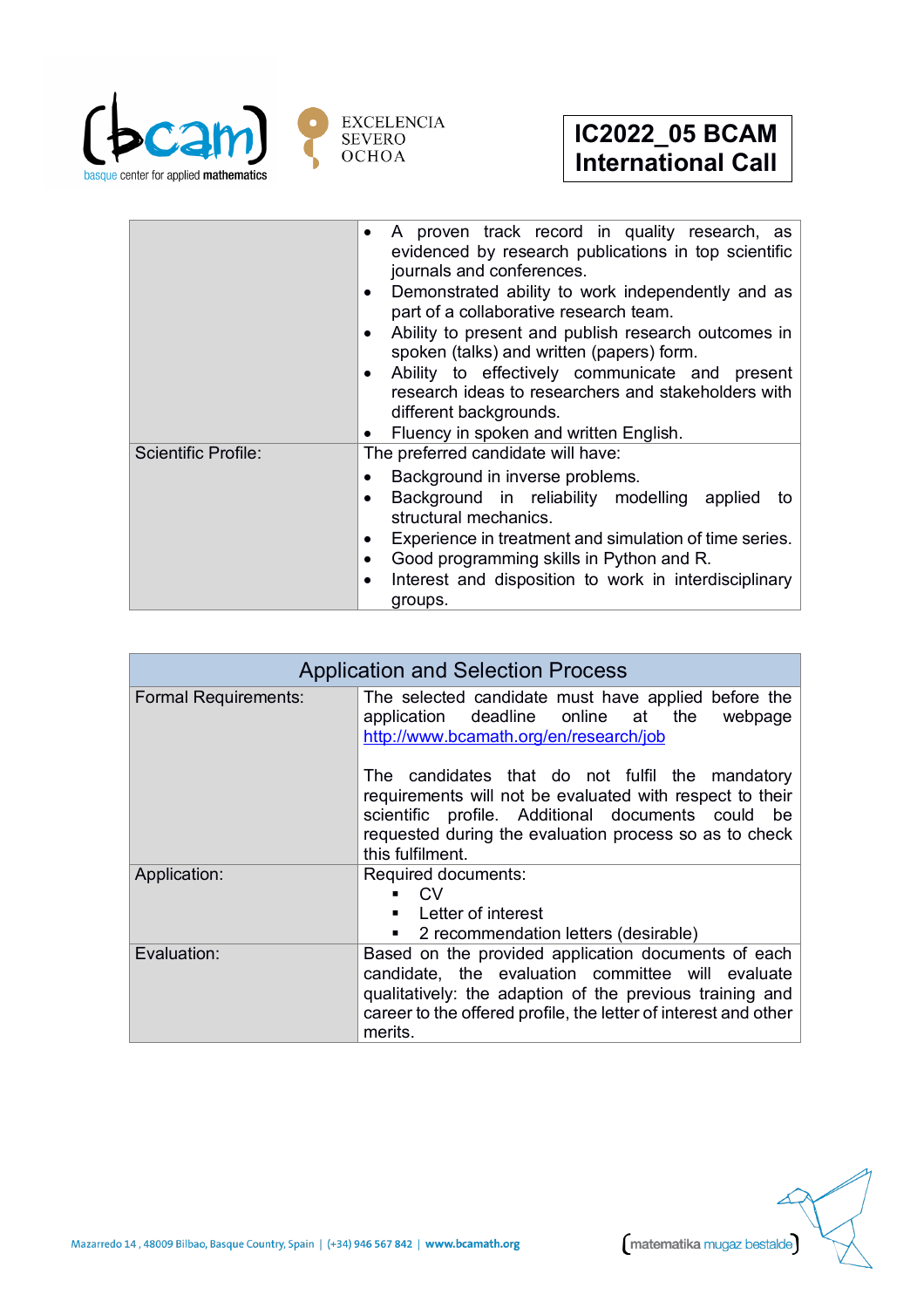| | |
|---|---|
| | • A proven track record in quality research, as evidenced by research publications in top scientific journals and conferences.<br>• Demonstrated ability to work independently and as part of a collaborative research team.<br>• Ability to present and publish research outcomes in spoken (talks) and written (papers) form.<br>• Ability to effectively communicate and present research ideas to researchers and stakeholders with different backgrounds.<br>• Fluency in spoken and written English. |
| Scientific Profile: | The preferred candidate will have:<br>• Background in inverse problems.<br>• Background in reliability modelling applied to structural mechanics.<br>• Experience in treatment and simulation of time series.<br>• Good programming skills in Python and R.<br>• Interest and disposition to work in interdisciplinary groups. |

| Application and Selection Process | |
|---|---|
| Formal Requirements: | The selected candidate must have applied before the application deadline online at the webpage http://www.bcamath.org/en/research/job<br><br>The candidates that do not fulfil the mandatory requirements will not be evaluated with respect to their scientific profile. Additional documents could be requested during the evaluation process so as to check this fulfilment. |
| Application: | Required documents:<br>▪ CV<br>▪ Letter of interest<br>▪ 2 recommendation letters (desirable) |
| Evaluation: | Based on the provided application documents of each candidate, the evaluation committee will evaluate qualitatively: the adaption of the previous training and career to the offered profile, the letter of interest and other merits. |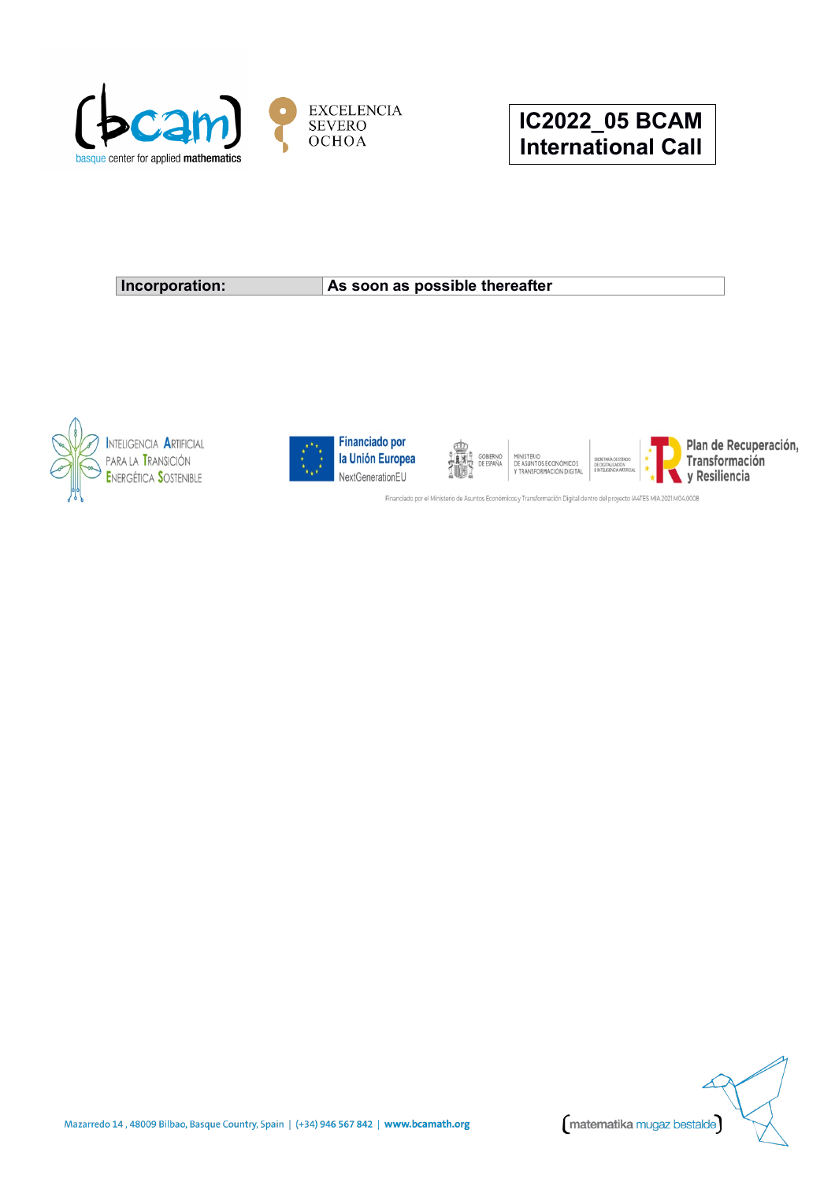| | |
|---|---|
| **Incorporation:** | **As soon as possible thereafter** |

Financiado por el Ministerio de Asuntos Económicos y Transformación Digital dentro del proyecto IA4TES MIA.2021.M04.0008